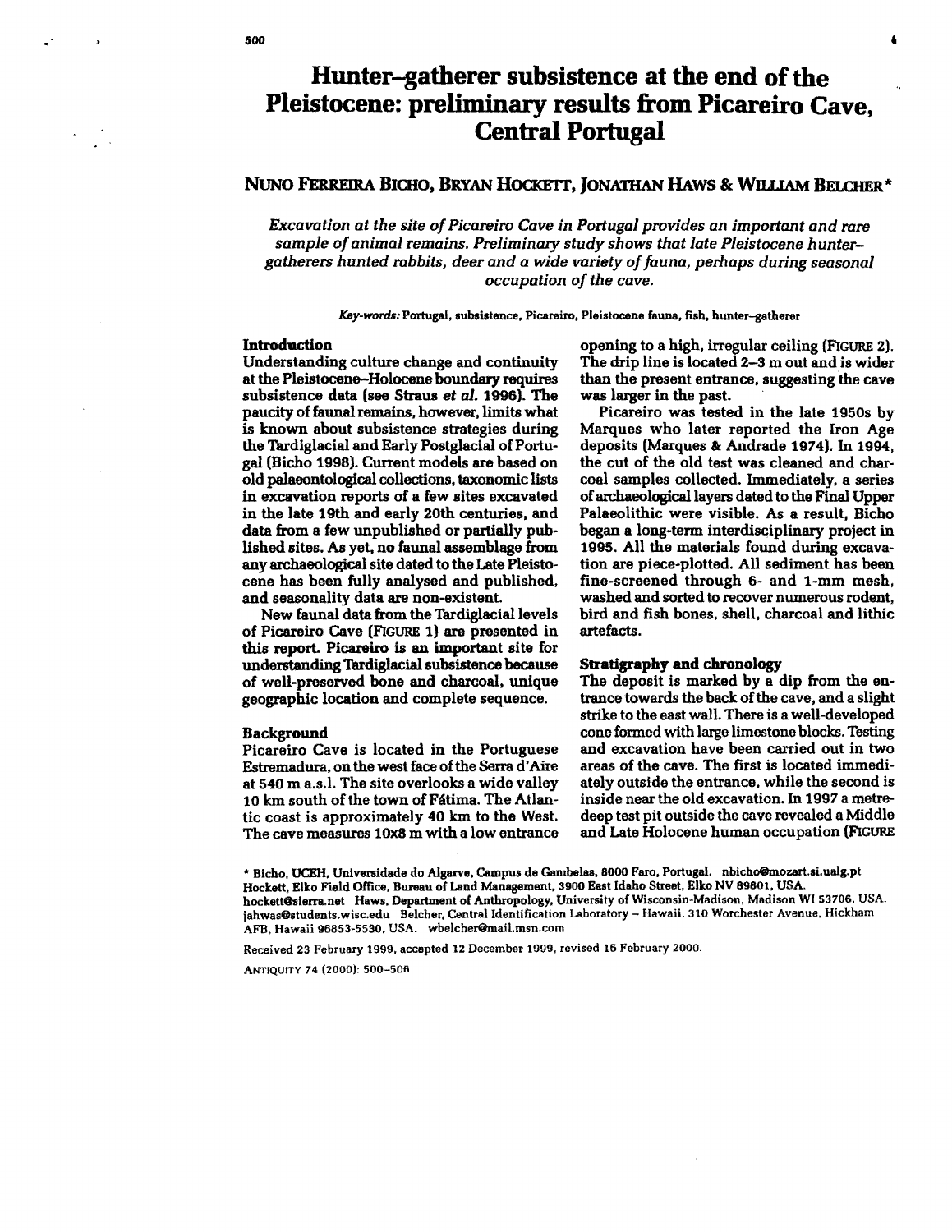# Hunter–gatherer subsistence at the end of the Pleistocene: preliminary results from Picareiro Cave, Central Portugal

## NUNO FERREIRA BICHO, BRYAN HOCKETT, JONATHAN HAWS & WILLIAM BELCHER*

*Excavation at the site of Picareiro Cave in Portugal provides an important and rare sample of animal remains. Preliminary study shows that late Pleistocene hunter-gatherers hunted rabbits, deer and a wide variety of fauna, perhaps during seasonal occupation of the cave.*

*Key-words:* Portugal, subsistence, Picareiro, Pleistocene fauna, fish, hunter–gatherer

### Introduction

Understanding culture change and continuity at the Pleistocene–Holocene boundary requires subsistence data (see Straus *et al.* 1996). The paucity of faunal remains, however, limits what is known about subsistence strategies during the Tardiglacial and Early Postglacial of Portugal (Bicho 1998). Current models are based on old palaeontological collections, taxonomic lists in excavation reports of a few sites excavated in the late 19th and early 20th centuries, and data from a few unpublished or partially published sites. As yet, no faunal assemblage from any archaeological site dated to the Late Pleistocene has been fully analysed and published, and seasonality data are non-existent.

New faunal data from the Tardiglacial levels of Picareiro Cave (FIGURE 1) are presented in this report. Picareiro is an important site for understanding Tardiglacial subsistence because of well-preserved bone and charcoal, unique geographic location and complete sequence.

### Background

Picareiro Cave is located in the Portuguese Estremadura, on the west face of the Serra d'Aire at 540 m a.s.l. The site overlooks a wide valley 10 km south of the town of Fátima. The Atlantic coast is approximately 40 km to the West. The cave measures 10x8 m with a low entrance opening to a high, irregular ceiling (FIGURE 2). The drip line is located 2–3 m out and is wider than the present entrance, suggesting the cave was larger in the past.

Picareiro was tested in the late 1950s by Marques who later reported the Iron Age deposits (Marques & Andrade 1974). In 1994, the cut of the old test was cleaned and charcoal samples collected. Immediately, a series of archaeological layers dated to the Final Upper Palaeolithic were visible. As a result, Bicho began a long-term interdisciplinary project in 1995. All the materials found during excavation are piece-plotted. All sediment has been fine-screened through 6- and 1-mm mesh, washed and sorted to recover numerous rodent, bird and fish bones, shell, charcoal and lithic artefacts.

### Stratigraphy and chronology

The deposit is marked by a dip from the entrance towards the back of the cave, and a slight strike to the east wall. There is a well-developed cone formed with large limestone blocks. Testing and excavation have been carried out in two areas of the cave. The first is located immediately outside the entrance, while the second is inside near the old excavation. In 1997 a metre-deep test pit outside the cave revealed a Middle and Late Holocene human occupation (FIGURE

\* Bicho, UCEH, Universidade do Algarve, Campus de Gambelas, 8000 Faro, Portugal. nbicho@mozart.si.ualg.pt
Hockett, Elko Field Office, Bureau of Land Management, 3900 East Idaho Street, Elko NV 89801, USA. hockett@sierra.net Haws, Department of Anthropology, University of Wisconsin-Madison, Madison WI 53706, USA. jahwas@students.wisc.edu Belcher, Central Identification Laboratory – Hawaii, 310 Worchester Avenue, Hickham AFB, Hawaii 96853-5530, USA. wbelcher@mail.msn.com

Received 23 February 1999, accepted 12 December 1999, revised 16 February 2000.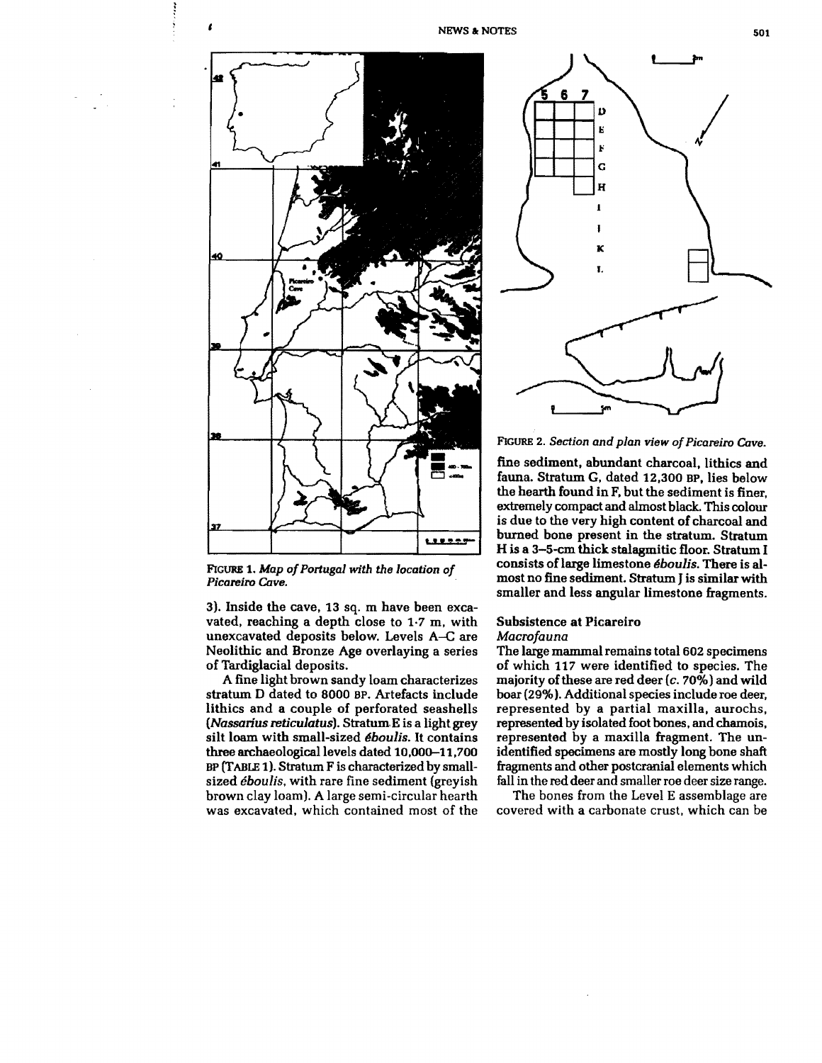FIGURE 1. *Map of Portugal with the location of Picareiro Cave.*

3). Inside the cave, 13 sq. m have been excavated, reaching a depth close to 1·7 m, with unexcavated deposits below. Levels A–C are Neolithic and Bronze Age overlaying a series of Tardiglacial deposits.

A fine light brown sandy loam characterizes stratum D dated to 8000 BP. Artefacts include lithics and a couple of perforated seashells (*Nassarius reticulatus*). Stratum E is a light grey silt loam with small-sized *éboulis*. It contains three archaeological levels dated 10,000–11,700 BP (TABLE 1). Stratum F is characterized by small-sized *éboulis*, with rare fine sediment (greyish brown clay loam). A large semi-circular hearth was excavated, which contained most of the fine sediment, abundant charcoal, lithics and fauna. Stratum G, dated 12,300 BP, lies below the hearth found in F, but the sediment is finer, extremely compact and almost black. This colour is due to the very high content of charcoal and burned bone present in the stratum. Stratum H is a 3–5-cm thick stalagmitic floor. Stratum I consists of large limestone *éboulis*. There is almost no fine sediment. Stratum J is similar with smaller and less angular limestone fragments.

FIGURE 2. *Section and plan view of Picareiro Cave.*

## Subsistence at Picareiro

### *Macrofauna*

The large mammal remains total 602 specimens of which 117 were identified to species. The majority of these are red deer (*c.* 70%) and wild boar (29%). Additional species include roe deer, represented by a partial maxilla, aurochs, represented by isolated foot bones, and chamois, represented by a maxilla fragment. The unidentified specimens are mostly long bone shaft fragments and other postcranial elements which fall in the red deer and smaller roe deer size range.

The bones from the Level E assemblage are covered with a carbonate crust, which can be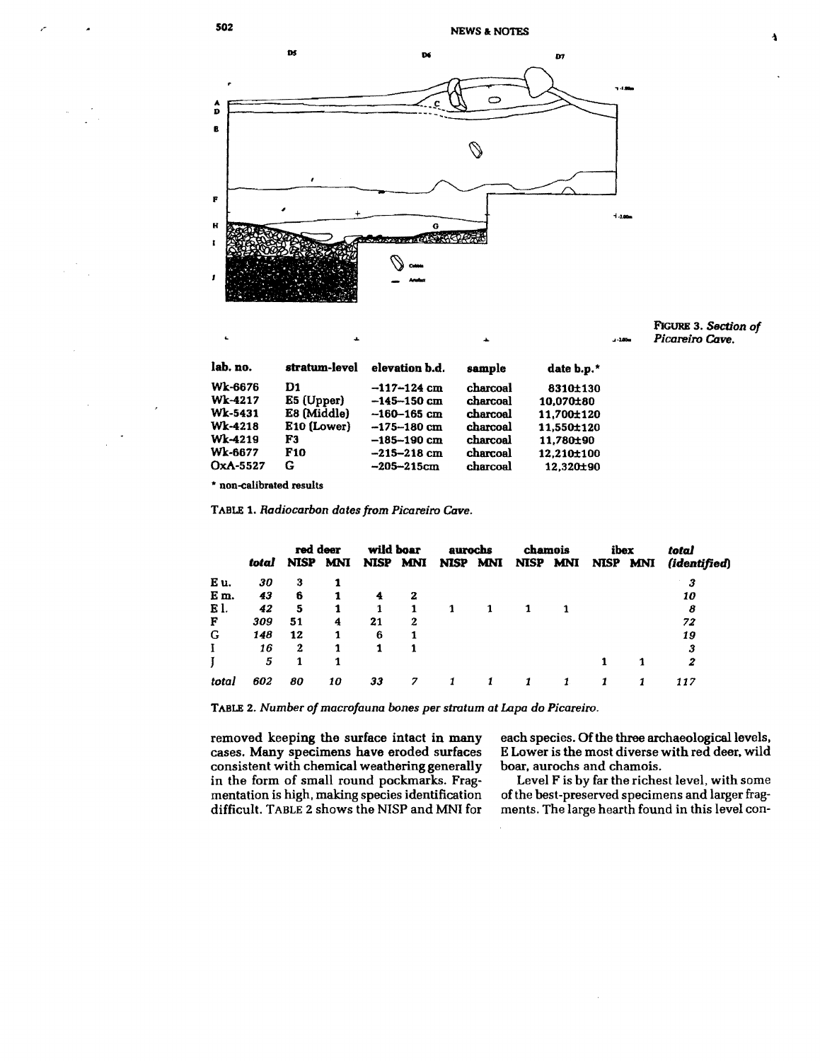FIGURE 3. *Section of Picareiro Cave.*

| lab. no. | stratum-level | elevation b.d. | sample | date b.p.* |
|---|---|---|---|---|
| Wk-6676 | D1 | –117–124 cm | charcoal | 8310±130 |
| Wk-4217 | E5 (Upper) | –145–150 cm | charcoal | 10,070±80 |
| Wk-5431 | E8 (Middle) | –160–165 cm | charcoal | 11,700±120 |
| Wk-4218 | E10 (Lower) | –175–180 cm | charcoal | 11,550±120 |
| Wk-4219 | F3 | –185–190 cm | charcoal | 11,780±90 |
| Wk-6677 | F10 | –215–218 cm | charcoal | 12,210±100 |
| OxA-5527 | G | –205–215cm | charcoal | 12,320±90 |

\* non-calibrated results

TABLE 1. *Radiocarbon dates from Picareiro Cave.*

| | | red deer | | wild boar | | aurochs | | chamois | | ibex | | |
|---|---|---|---|---|---|---|---|---|---|---|---|---|
| | *total* | NISP | MNI | NISP | MNI | NISP | MNI | NISP | MNI | NISP | MNI | *total (identified)* |
| E u. | *30* | 3 | 1 | | | | | | | | | *3* |
| E m. | *43* | 6 | 1 | 4 | 2 | | | | | | | *10* |
| E l. | *42* | 5 | 1 | 1 | 1 | 1 | 1 | 1 | 1 | | | *8* |
| F | *309* | 51 | 4 | 21 | 2 | | | | | | | *72* |
| G | *148* | 12 | 1 | 6 | 1 | | | | | | | *19* |
| I | *16* | 2 | 1 | 1 | 1 | | | | | | | *3* |
| J | *5* | 1 | 1 | | | | | | | 1 | 1 | *2* |
| *total* | *602* | *80* | *10* | *33* | *7* | *1* | *1* | *1* | *1* | *1* | *1* | *117* |

TABLE 2. *Number of macrofauna bones per stratum at Lapa do Picareiro.*

removed keeping the surface intact in many cases. Many specimens have eroded surfaces consistent with chemical weathering generally in the form of small round pockmarks. Fragmentation is high, making species identification difficult. TABLE 2 shows the NISP and MNI for each species. Of the three archaeological levels, E Lower is the most diverse with red deer, wild boar, aurochs and chamois.

Level F is by far the richest level, with some of the best-preserved specimens and larger fragments. The large hearth found in this level con-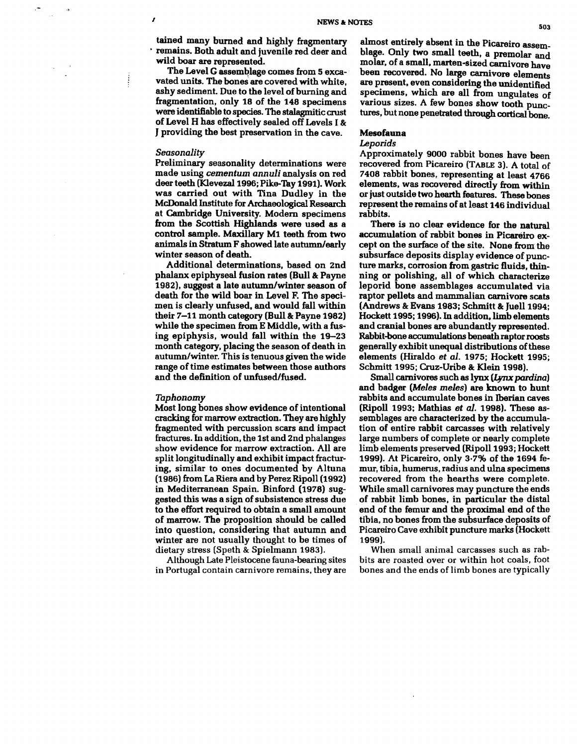tained many burned and highly fragmentary remains. Both adult and juvenile red deer and wild boar are represented.

The Level G assemblage comes from 5 excavated units. The bones are covered with white, ashy sediment. Due to the level of burning and fragmentation, only 18 of the 148 specimens were identifiable to species. The stalagmitic crust of Level H has effectively sealed off Levels I & J providing the best preservation in the cave.

### *Seasonality*

Preliminary seasonality determinations were made using *cementum annuli* analysis on red deer teeth (Klevezal 1996; Pike-Tay 1991). Work was carried out with Tina Dudley in the McDonald Institute for Archaeological Research at Cambridge University. Modern specimens from the Scottish Highlands were used as a control sample. Maxillary M1 teeth from two animals in Stratum F showed late autumn/early winter season of death.

Additional determinations, based on 2nd phalanx epiphyseal fusion rates (Bull & Payne 1982), suggest a late autumn/winter season of death for the wild boar in Level F. The specimen is clearly unfused, and would fall within their 7–11 month category (Bull & Payne 1982) while the specimen from E Middle, with a fusing epiphysis, would fall within the 19–23 month category, placing the season of death in autumn/winter. This is tenuous given the wide range of time estimates between those authors and the definition of unfused/fused.

### *Taphonomy*

Most long bones show evidence of intentional cracking for marrow extraction. They are highly fragmented with percussion scars and impact fractures. In addition, the 1st and 2nd phalanges show evidence for marrow extraction. All are split longitudinally and exhibit impact fracturing, similar to ones documented by Altuna (1986) from La Riera and by Perez Ripoll (1992) in Mediterranean Spain. Binford (1978) suggested this was a sign of subsistence stress due to the effort required to obtain a small amount of marrow. The proposition should be called into question, considering that autumn and winter are not usually thought to be times of dietary stress (Speth & Spielmann 1983).

Although Late Pleistocene fauna-bearing sites in Portugal contain carnivore remains, they are almost entirely absent in the Picareiro assemblage. Only two small teeth, a premolar and molar, of a small, marten-sized carnivore have been recovered. No large carnivore elements are present, even considering the unidentified specimens, which are all from ungulates of various sizes. A few bones show tooth punctures, but none penetrated through cortical bone.

## Mesofauna

### *Leporids*

Approximately 9000 rabbit bones have been recovered from Picareiro (TABLE 3). A total of 7408 rabbit bones, representing at least 4766 elements, was recovered directly from within or just outside two hearth features. These bones represent the remains of at least 146 individual rabbits.

There is no clear evidence for the natural accumulation of rabbit bones in Picareiro except on the surface of the site. None from the subsurface deposits display evidence of puncture marks, corrosion from gastric fluids, thinning or polishing, all of which characterize leporid bone assemblages accumulated via raptor pellets and mammalian carnivore scats (Andrews & Evans 1983; Schmitt & Juell 1994; Hockett 1995; 1996). In addition, limb elements and cranial bones are abundantly represented. Rabbit-bone accumulations beneath raptor roosts generally exhibit unequal distributions of these elements (Hiraldo *et al.* 1975; Hockett 1995; Schmitt 1995; Cruz-Uribe & Klein 1998).

Small carnivores such as lynx (*Lynx pardina*) and badger (*Meles meles*) are known to hunt rabbits and accumulate bones in Iberian caves (Ripoll 1993; Mathias *et al.* 1998). These assemblages are characterized by the accumulation of entire rabbit carcasses with relatively large numbers of complete or nearly complete limb elements preserved (Ripoll 1993; Hockett 1999). At Picareiro, only 3·7% of the 1694 femur, tibia, humerus, radius and ulna specimens recovered from the hearths were complete. While small carnivores may puncture the ends of rabbit limb bones, in particular the distal end of the femur and the proximal end of the tibia, no bones from the subsurface deposits of Picareiro Cave exhibit puncture marks (Hockett 1999).

When small animal carcasses such as rabbits are roasted over or within hot coals, foot bones and the ends of limb bones are typically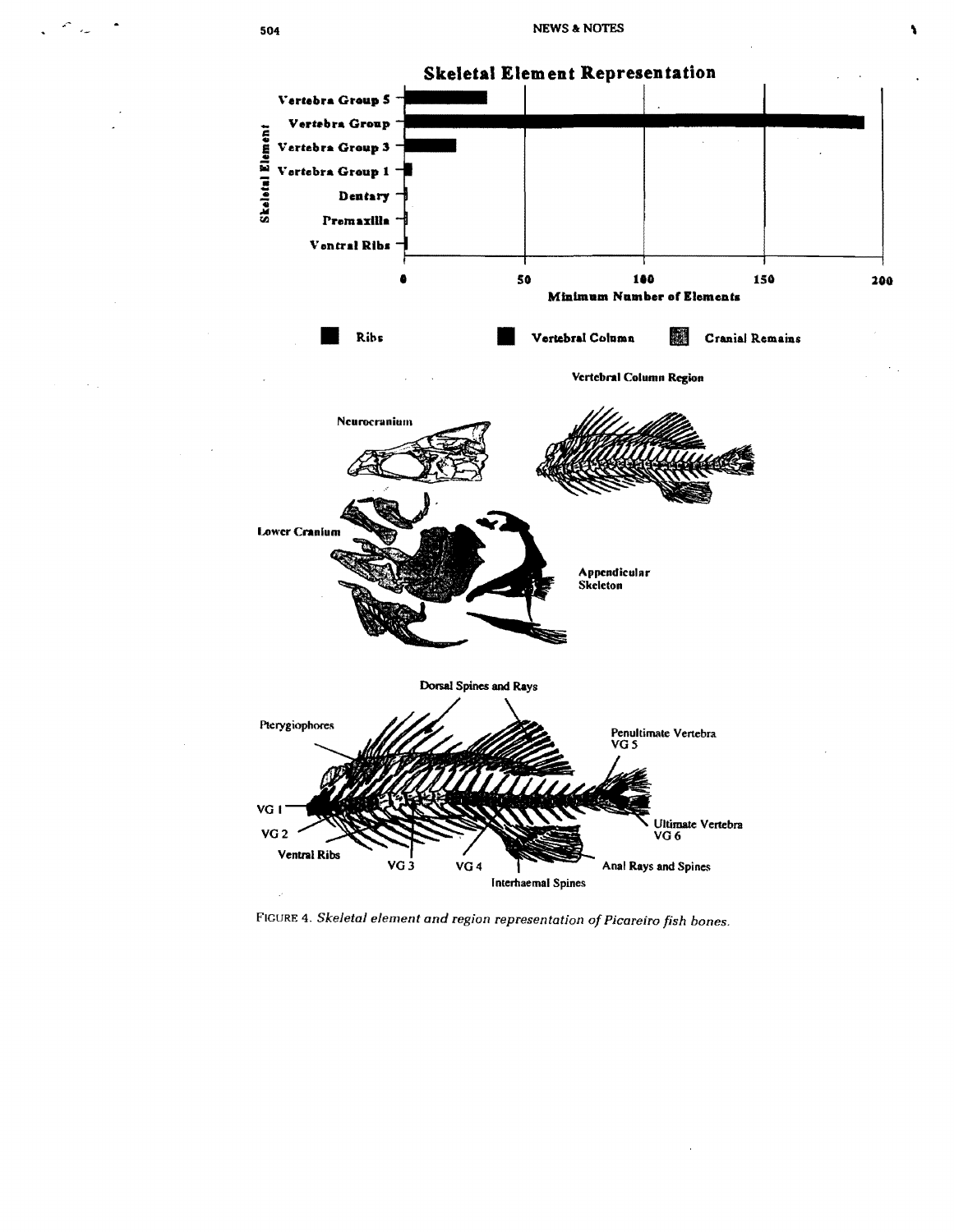**Skeletal Element Representation**

| Skeletal Element | Minimum Number of Elements |
|---|---|
| Vertebra Group 5 | |
| Vertebra Group | |
| Vertebra Group 3 | |
| Vertebra Group 1 | |
| Dentary | |
| Premaxilla | |
| Ventral Ribs | |

Ribs · Vertebral Column · Cranial Remains

Vertebral Column Region

Neurocranium

Lower Cranium

Appendicular Skeleton

Dorsal Spines and Rays

Pterygiophores

Penultimate Vertebra VG 5

VG 1

VG 2

Ventral Ribs

VG 3

VG 4

Interhaemal Spines

Anal Rays and Spines

Ultimate Vertebra VG 6

FIGURE 4. *Skeletal element and region representation of Picareiro fish bones.*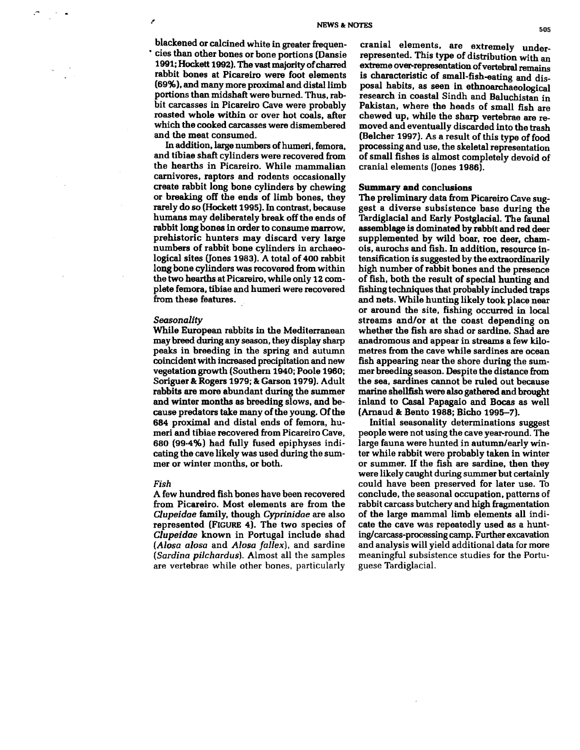blackened or calcined white in greater frequencies than other bones or bone portions (Dansie 1991; Hockett 1992). The vast majority of charred rabbit bones at Picareiro were foot elements (69%), and many more proximal and distal limb portions than midshaft were burned. Thus, rabbit carcasses in Picareiro Cave were probably roasted whole within or over hot coals, after which the cooked carcasses were dismembered and the meat consumed.

In addition, large numbers of humeri, femora, and tibiae shaft cylinders were recovered from the hearths in Picareiro. While mammalian carnivores, raptors and rodents occasionally create rabbit long bone cylinders by chewing or breaking off the ends of limb bones, they rarely do so (Hockett 1995). In contrast, because humans may deliberately break off the ends of rabbit long bones in order to consume marrow, prehistoric hunters may discard very large numbers of rabbit bone cylinders in archaeological sites (Jones 1983). A total of 400 rabbit long bone cylinders was recovered from within the two hearths at Picareiro, while only 12 complete femora, tibiae and humeri were recovered from these features.

### *Seasonality*

While European rabbits in the Mediterranean may breed during any season, they display sharp peaks in breeding in the spring and autumn coincident with increased precipitation and new vegetation growth (Southern 1940; Poole 1960; Soriguer & Rogers 1979; & Garson 1979). Adult rabbits are more abundant during the summer and winter months as breeding slows, and because predators take many of the young. Of the 684 proximal and distal ends of femora, humeri and tibiae recovered from Picareiro Cave, 680 (99·4%) had fully fused epiphyses indicating the cave likely was used during the summer or winter months, or both.

### *Fish*

A few hundred fish bones have been recovered from Picareiro. Most elements are from the *Clupeidae* family, though *Cyprinidae* are also represented (FIGURE 4). The two species of *Clupeidae* known in Portugal include shad (*Alosa alosa* and *Alosa fallex*), and sardine (*Sardina pilchardus*). Almost all the samples are vertebrae while other bones, particularly cranial elements, are extremely under-represented. This type of distribution with an extreme over-representation of vertebral remains is characteristic of small-fish-eating and disposal habits, as seen in ethnoarchaeological research in coastal Sindh and Baluchistan in Pakistan, where the heads of small fish are chewed up, while the sharp vertebrae are removed and eventually discarded into the trash (Belcher 1997). As a result of this type of food processing and use, the skeletal representation of small fishes is almost completely devoid of cranial elements (Jones 1986).

## Summary and conclusions

The preliminary data from Picareiro Cave suggest a diverse subsistence base during the Tardiglacial and Early Postglacial. The faunal assemblage is dominated by rabbit and red deer supplemented by wild boar, roe deer, chamois, aurochs and fish. In addition, resource intensification is suggested by the extraordinarily high number of rabbit bones and the presence of fish, both the result of special hunting and fishing techniques that probably included traps and nets. While hunting likely took place near or around the site, fishing occurred in local streams and/or at the coast depending on whether the fish are shad or sardine. Shad are anadromous and appear in streams a few kilometres from the cave while sardines are ocean fish appearing near the shore during the summer breeding season. Despite the distance from the sea, sardines cannot be ruled out because marine shellfish were also gathered and brought inland to Casal Papagaio and Bocas as well (Arnaud & Bento 1988; Bicho 1995–7).

Initial seasonality determinations suggest people were not using the cave year-round. The large fauna were hunted in autumn/early winter while rabbit were probably taken in winter or summer. If the fish are sardine, then they were likely caught during summer but certainly could have been preserved for later use. To conclude, the seasonal occupation, patterns of rabbit carcass butchery and high fragmentation of the large mammal limb elements all indicate the cave was repeatedly used as a hunting/carcass-processing camp. Further excavation and analysis will yield additional data for more meaningful subsistence studies for the Portuguese Tardiglacial.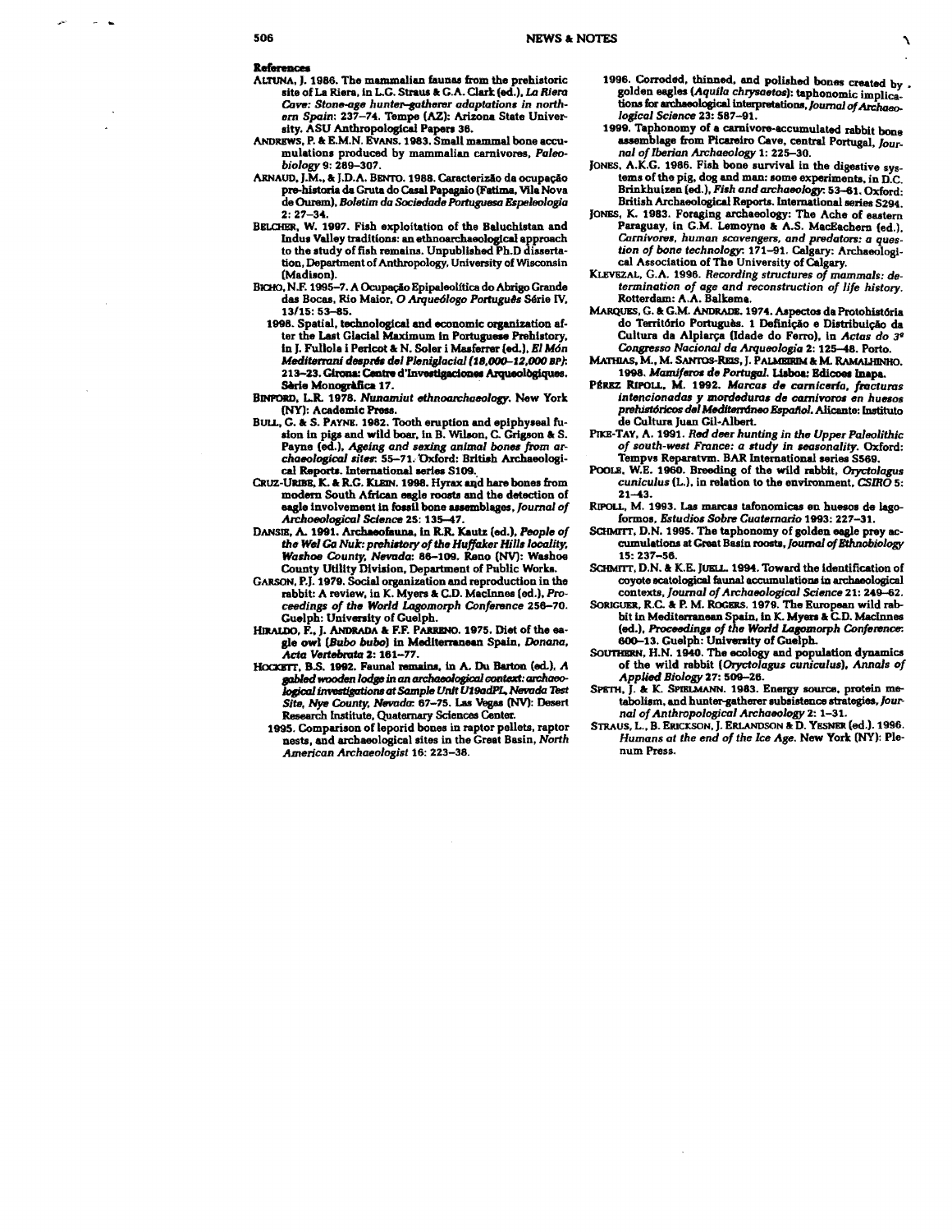## References

ALTUNA, J. 1986. The mammalian faunas from the prehistoric site of La Riera, in L.G. Straus & G.A. Clark (ed.), *La Riera Cave: Stone-age hunter-gatherer adaptations in northern Spain*: 237–74. Tempe (AZ): Arizona State University. ASU Anthropological Papers 36.

ANDREWS, P. & E.M.N. EVANS. 1983. Small mammal bone accumulations produced by mammalian carnivores, *Paleobiology* 9: 289–307.

ARNAUD, J.M., & J.D.A. BENTO. 1988. Caracterizão da ocupação pre-historia da Gruta do Casal Papagaio (Fatima, Vila Nova de Ourem), *Boletim da Sociedade Portuguesa Espeleologia* 2: 27–34.

BELCHER, W. 1997. Fish exploitation of the Baluchistan and Indus Valley traditions: an ethnoarchaeological approach to the study of fish remains. Unpublished Ph.D dissertation, Department of Anthropology, University of Wisconsin (Madison).

BICHO, N.F. 1995–7. A Ocupação Epipaleolítica do Abrigo Grande das Bocas, Rio Maior, *O Arqueólogo Português* Série IV, 13/15: 53–85.

1998. Spatial, technological and economic organization after the Last Glacial Maximum in Portuguese Prehistory, in J. Fullola i Pericot & N. Soler i Masferrer (ed.), *El Món Mediterrani després del Pleniglacial (18,000–12,000 BP)*: 213–23. Girona: Centre d'Investigaciones Arqueològiques. Sèrie Monogràfica 17.

BINFORD, L.R. 1978. *Nunamiut ethnoarchaeology*. New York (NY): Academic Press.

BULL, G. & S. PAYNE. 1982. Tooth eruption and epiphyseal fusion in pigs and wild boar, in B. Wilson, C. Grigson & S. Payne (ed.), *Ageing and sexing animal bones from archaeological sites*: 55–71. Oxford: British Archaeological Reports. International series S109.

CRUZ-URIBE, K. & R.G. KLEIN. 1998. Hyrax and hare bones from modern South African eagle roosts and the detection of eagle involvement in fossil bone assemblages, *Journal of Archaeological Science* 25: 135–47.

DANSIE, A. 1991. Archaeofauna, in R.R. Kautz (ed.), *People of the Wel Ga Nuk: prehistory of the Huffaker Hills locality, Washoe County, Nevada*: 86–109. Reno (NV): Washoe County Utility Division, Department of Public Works.

GARSON, P.J. 1979. Social organization and reproduction in the rabbit: A review, in K. Myers & C.D. MacInnes (ed.), *Proceedings of the World Lagomorph Conference* 256–70. Guelph: University of Guelph.

HIRALDO, F., J. ANDRADA & F.F. PARRENO. 1975. Diet of the eagle owl (*Bubo bubo*) in Mediterranean Spain, *Donana, Acta Vertebrata* 2: 161–77.

HOCKETT, B.S. 1992. Faunal remains, in A. Du Barton (ed.), *A gabled wooden lodge in an archaeological context: archaeological investigations at Sample Unit U19adPL, Nevada Test Site, Nye County, Nevada*: 67–75. Las Vegas (NV): Desert Research Institute, Quaternary Sciences Center.

1995. Comparison of leporid bones in raptor pellets, raptor nests, and archaeological sites in the Great Basin, *North American Archaeologist* 16: 223–38.

1996. Corroded, thinned, and polished bones created by golden eagles (*Aquila chrysaetos*): taphonomic implications for archaeological interpretations, *Journal of Archaeological Science* 23: 587–91.

1999. Taphonomy of a carnivore-accumulated rabbit bone assemblage from Picareiro Cave, central Portugal, *Journal of Iberian Archaeology* 1: 225–30.

JONES, A.K.G. 1986. Fish bone survival in the digestive systems of the pig, dog and man: some experiments, in D.C. Brinkhuizen (ed.), *Fish and archaeology*: 53–61. Oxford: British Archaeological Reports. International series S294.

JONES, K. 1983. Foraging archaeology: The Ache of eastern Paraguay, in G.M. Lemoyne & A.S. MacEachern (ed.), *Carnivores, human scavengers, and predators: a question of bone technology*: 171–91. Calgary: Archaeological Association of The University of Calgary.

KLEVEZAL, G.A. 1996. *Recording structures of mammals: determination of age and reconstruction of life history*. Rotterdam: A.A. Balkema.

MARQUES, G. & G.M. ANDRADE. 1974. Aspectos da Protohistória do Território Português. 1 Definição e Distribuição da Cultura da Alpiarça (Idade do Ferro), in *Actas do 3º Congresso Nacional da Arqueologia* 2: 125–48. Porto.

MATHIAS, M., M. SANTOS-REIS, J. PALMEIRIM & M. RAMALHINHO. 1998. *Mamíferos de Portugal*. Lisboa: Edicoes Inapa.

PÉREZ RIPOLL, M. 1992. *Marcas de carnicería, fracturas intencionadas y mordeduras de carnívoros en huesos prehistóricos del Mediterráneo Español*. Alicante: Instituto de Cultura Juan Gil-Albert.

PIKE-TAY, A. 1991. *Red deer hunting in the Upper Paleolithic of south-west France: a study in seasonality*. Oxford: Tempvs Reparatvm. BAR International series S569.

POOLE, W.E. 1960. Breeding of the wild rabbit, *Oryctolagus cuniculus* (L.), in relation to the environment, *CSIRO* 5: 21–43.

RIPOLL, M. 1993. Las marcas tafonomicas en huesos de lagoformos, *Estudios Sobre Cuaternario* 1993: 227–31.

SCHMITT, D.N. 1995. The taphonomy of golden eagle prey accumulations at Great Basin roosts, *Journal of Ethnobiology* 15: 237–56.

SCHMITT, D.N. & K.E. JUELL. 1994. Toward the identification of coyote scatological faunal accumulations in archaeological contexts, *Journal of Archaeological Science* 21: 249–62.

SORIGUER, R.C. & P. M. ROGERS. 1979. The European wild rabbit in Mediterranean Spain, in K. Myers & C.D. MacInnes (ed.), *Proceedings of the World Lagomorph Conference*: 600–13. Guelph: University of Guelph.

SOUTHERN, H.N. 1940. The ecology and population dynamics of the wild rabbit (*Oryctolagus cuniculus*), *Annals of Applied Biology* 27: 509–26.

SPETH, J. & K. SPIELMANN. 1983. Energy source, protein metabolism, and hunter-gatherer subsistence strategies, *Journal of Anthropological Archaeology* 2: 1–31.

STRAUS, L., B. ERICKSON, J. ERLANDSON & D. YESNER (ed.). 1996. *Humans at the end of the Ice Age*. New York (NY): Plenum Press.